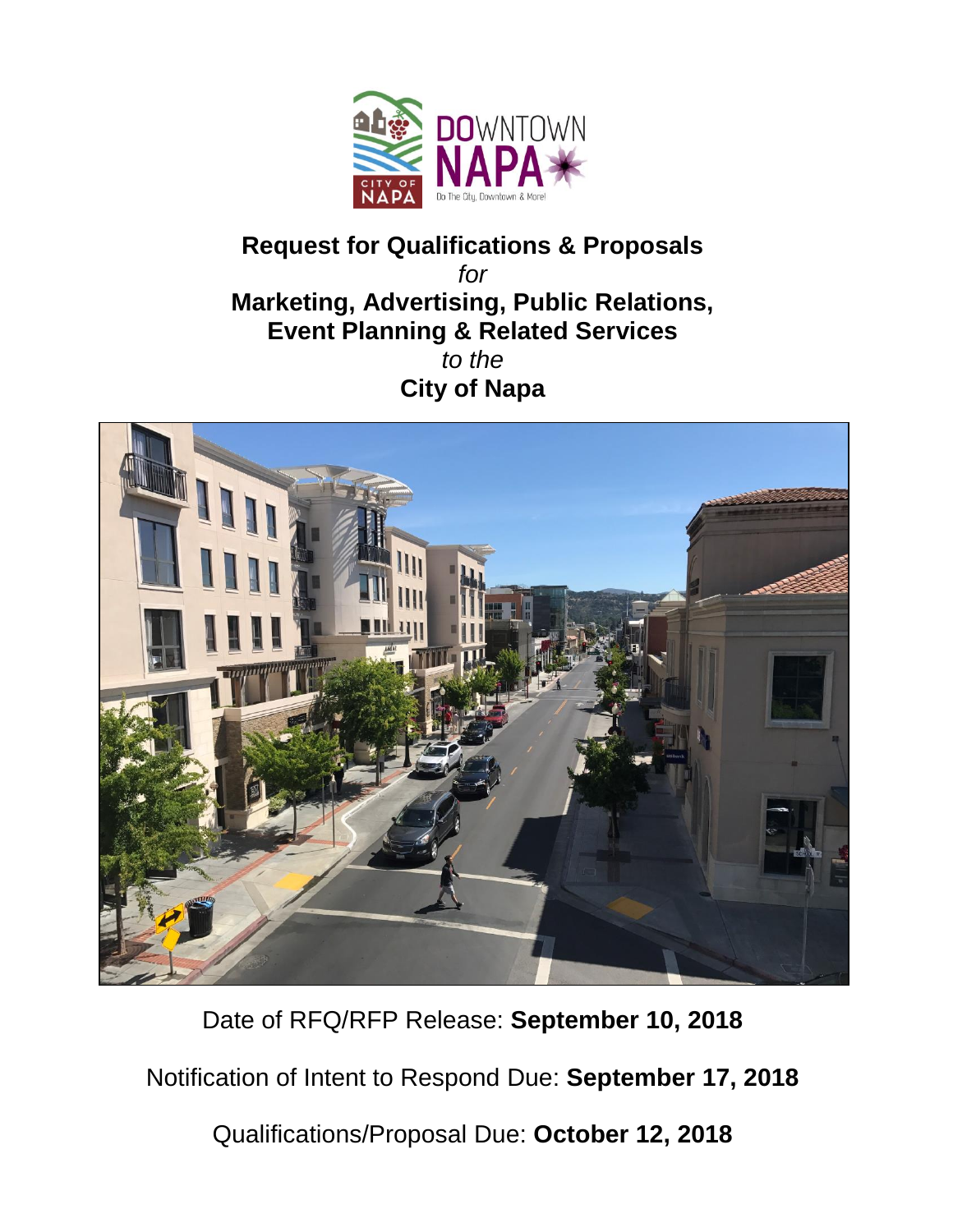# Request for Qualifications & Proposals

*for*

# Marketing, Advertising, Public Relations, Event Planning & Related Services

*to the*

# City of Napa

Date of RFQ/RFP Release: **September 10, 2018**

Notification of Intent to Respond Due: **September 17, 2018**

Qualifications/Proposal Due: **October 12, 2018**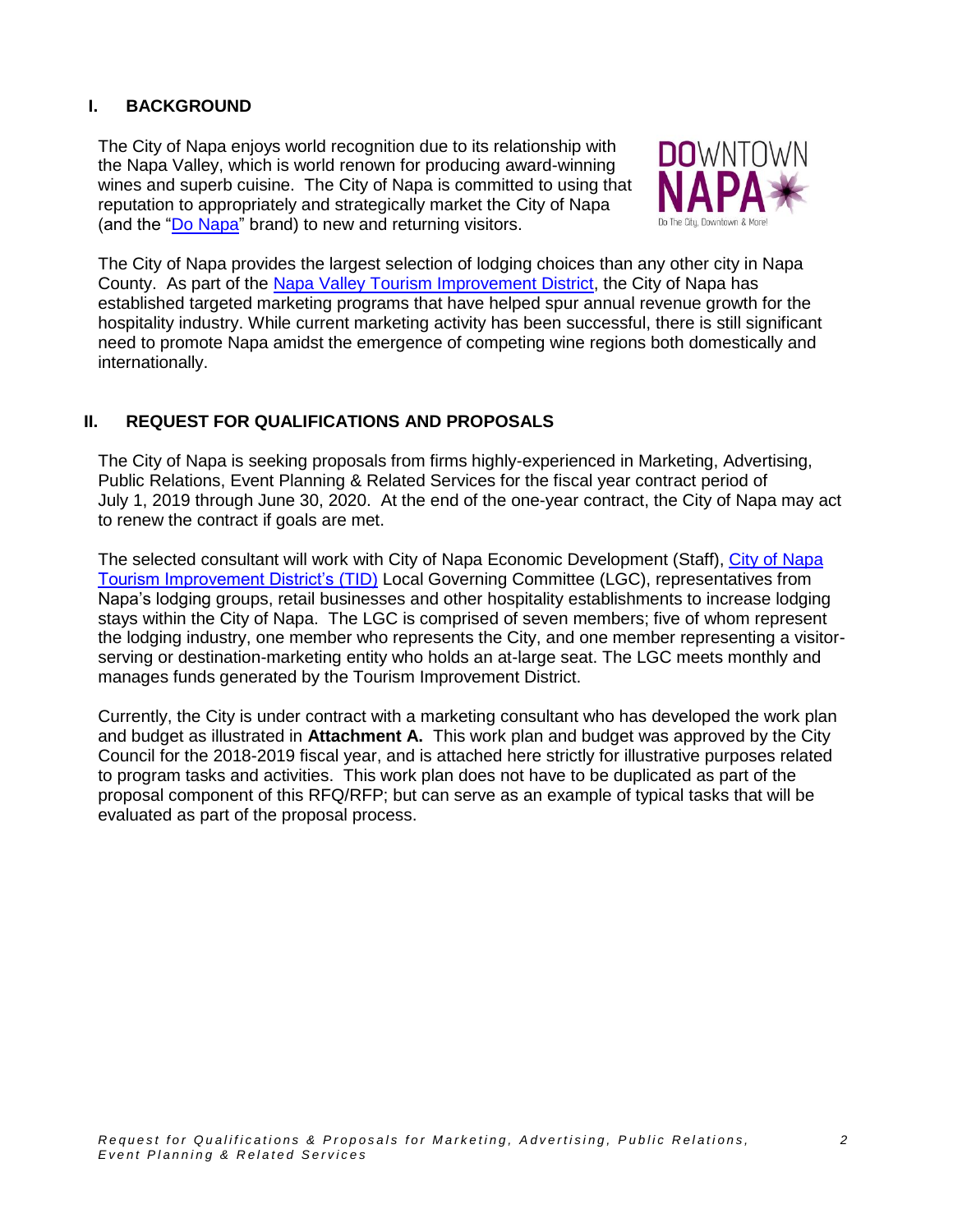## I. BACKGROUND

The City of Napa enjoys world recognition due to its relationship with the Napa Valley, which is world renown for producing award-winning wines and superb cuisine. The City of Napa is committed to using that reputation to appropriately and strategically market the City of Napa (and the "Do Napa" brand) to new and returning visitors.

The City of Napa provides the largest selection of lodging choices than any other city in Napa County. As part of the Napa Valley Tourism Improvement District, the City of Napa has established targeted marketing programs that have helped spur annual revenue growth for the hospitality industry. While current marketing activity has been successful, there is still significant need to promote Napa amidst the emergence of competing wine regions both domestically and internationally.

## II. REQUEST FOR QUALIFICATIONS AND PROPOSALS

The City of Napa is seeking proposals from firms highly-experienced in Marketing, Advertising, Public Relations, Event Planning & Related Services for the fiscal year contract period of July 1, 2019 through June 30, 2020. At the end of the one-year contract, the City of Napa may act to renew the contract if goals are met.

The selected consultant will work with City of Napa Economic Development (Staff), City of Napa Tourism Improvement District's (TID) Local Governing Committee (LGC), representatives from Napa's lodging groups, retail businesses and other hospitality establishments to increase lodging stays within the City of Napa. The LGC is comprised of seven members; five of whom represent the lodging industry, one member who represents the City, and one member representing a visitor-serving or destination-marketing entity who holds an at-large seat. The LGC meets monthly and manages funds generated by the Tourism Improvement District.

Currently, the City is under contract with a marketing consultant who has developed the work plan and budget as illustrated in **Attachment A.** This work plan and budget was approved by the City Council for the 2018-2019 fiscal year, and is attached here strictly for illustrative purposes related to program tasks and activities. This work plan does not have to be duplicated as part of the proposal component of this RFQ/RFP; but can serve as an example of typical tasks that will be evaluated as part of the proposal process.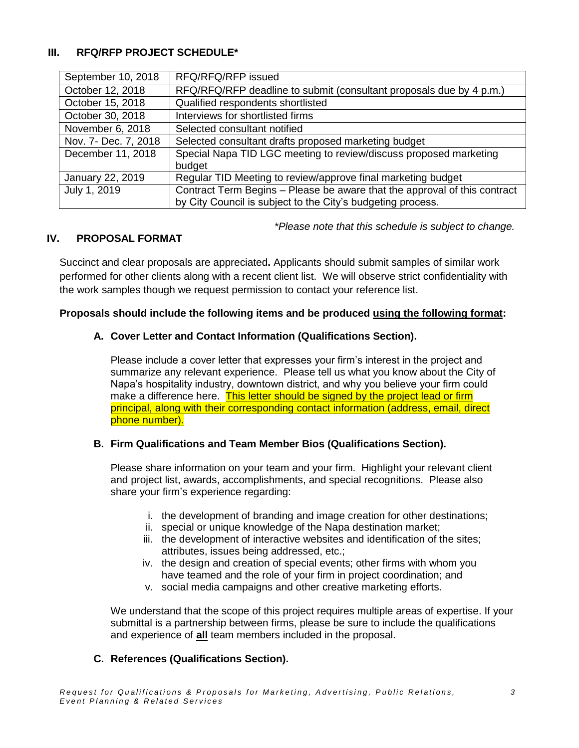## III. RFQ/RFP PROJECT SCHEDULE*

| | |
|---|---|
| September 10, 2018 | RFQ/RFQ/RFP issued |
| October 12, 2018 | RFQ/RFQ/RFP deadline to submit (consultant proposals due by 4 p.m.) |
| October 15, 2018 | Qualified respondents shortlisted |
| October 30, 2018 | Interviews for shortlisted firms |
| November 6, 2018 | Selected consultant notified |
| Nov. 7- Dec. 7, 2018 | Selected consultant drafts proposed marketing budget |
| December 11, 2018 | Special Napa TID LGC meeting to review/discuss proposed marketing budget |
| January 22, 2019 | Regular TID Meeting to review/approve final marketing budget |
| July 1, 2019 | Contract Term Begins – Please be aware that the approval of this contract by City Council is subject to the City's budgeting process. |

*\*Please note that this schedule is subject to change.*

## IV. PROPOSAL FORMAT

Succinct and clear proposals are appreciated**.** Applicants should submit samples of similar work performed for other clients along with a recent client list. We will observe strict confidentiality with the work samples though we request permission to contact your reference list.

**Proposals should include the following items and be produced using the following format:**

### A. Cover Letter and Contact Information (Qualifications Section).

Please include a cover letter that expresses your firm's interest in the project and summarize any relevant experience. Please tell us what you know about the City of Napa's hospitality industry, downtown district, and why you believe your firm could make a difference here. This letter should be signed by the project lead or firm principal, along with their corresponding contact information (address, email, direct phone number).

### B. Firm Qualifications and Team Member Bios (Qualifications Section).

Please share information on your team and your firm. Highlight your relevant client and project list, awards, accomplishments, and special recognitions. Please also share your firm's experience regarding:

i. the development of branding and image creation for other destinations;
ii. special or unique knowledge of the Napa destination market;
iii. the development of interactive websites and identification of the sites; attributes, issues being addressed, etc.;
iv. the design and creation of special events; other firms with whom you have teamed and the role of your firm in project coordination; and
v. social media campaigns and other creative marketing efforts.

We understand that the scope of this project requires multiple areas of expertise. If your submittal is a partnership between firms, please be sure to include the qualifications and experience of **all** team members included in the proposal.

### C. References (Qualifications Section).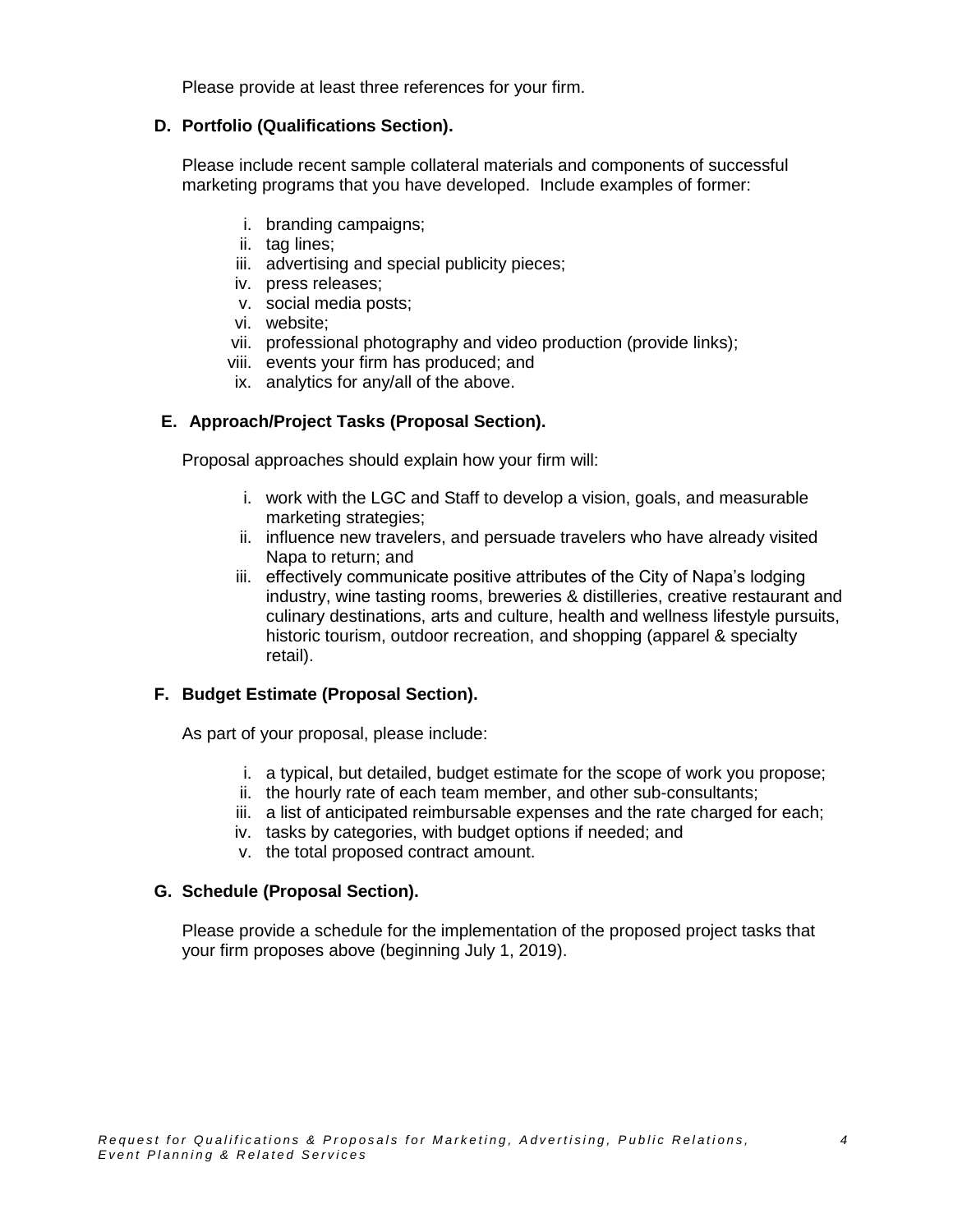Please provide at least three references for your firm.

**D. Portfolio (Qualifications Section).**

Please include recent sample collateral materials and components of successful marketing programs that you have developed. Include examples of former:

i. branding campaigns;
ii. tag lines;
iii. advertising and special publicity pieces;
iv. press releases;
v. social media posts;
vi. website;
vii. professional photography and video production (provide links);
viii. events your firm has produced; and
ix. analytics for any/all of the above.

**E. Approach/Project Tasks (Proposal Section).**

Proposal approaches should explain how your firm will:

i. work with the LGC and Staff to develop a vision, goals, and measurable marketing strategies;
ii. influence new travelers, and persuade travelers who have already visited Napa to return; and
iii. effectively communicate positive attributes of the City of Napa's lodging industry, wine tasting rooms, breweries & distilleries, creative restaurant and culinary destinations, arts and culture, health and wellness lifestyle pursuits, historic tourism, outdoor recreation, and shopping (apparel & specialty retail).

**F. Budget Estimate (Proposal Section).**

As part of your proposal, please include:

i. a typical, but detailed, budget estimate for the scope of work you propose;
ii. the hourly rate of each team member, and other sub-consultants;
iii. a list of anticipated reimbursable expenses and the rate charged for each;
iv. tasks by categories, with budget options if needed; and
v. the total proposed contract amount.

**G. Schedule (Proposal Section).**

Please provide a schedule for the implementation of the proposed project tasks that your firm proposes above (beginning July 1, 2019).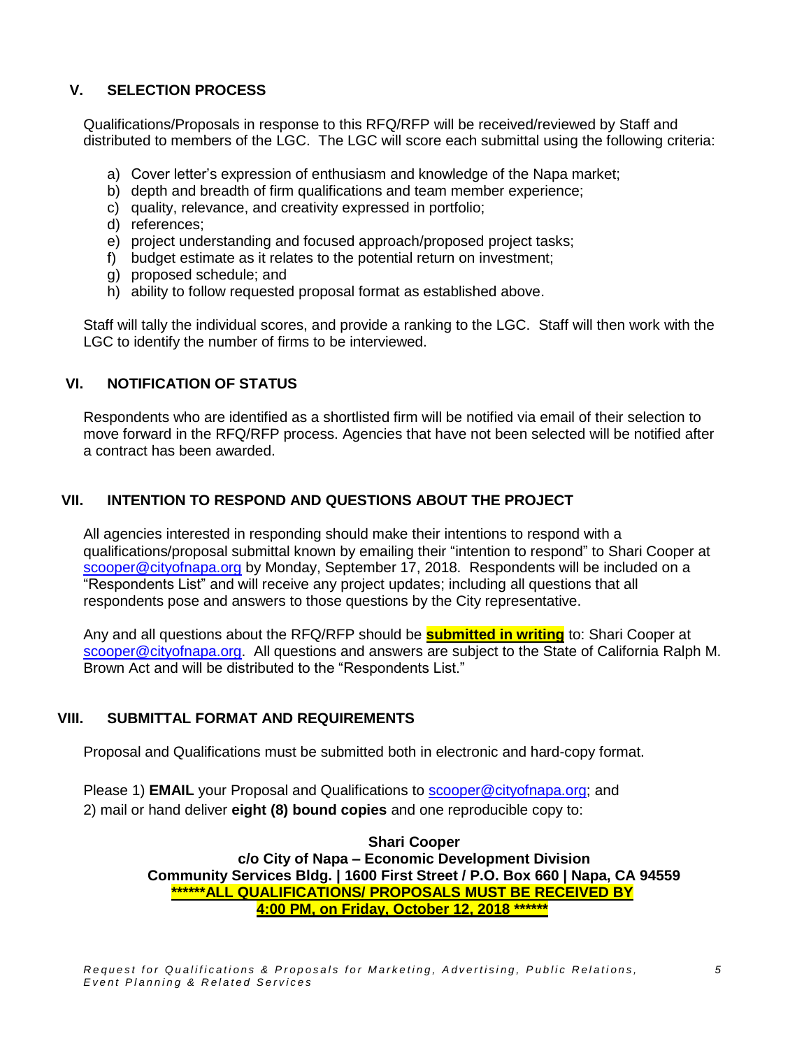## V. SELECTION PROCESS

Qualifications/Proposals in response to this RFQ/RFP will be received/reviewed by Staff and distributed to members of the LGC. The LGC will score each submittal using the following criteria:

a) Cover letter's expression of enthusiasm and knowledge of the Napa market;
b) depth and breadth of firm qualifications and team member experience;
c) quality, relevance, and creativity expressed in portfolio;
d) references;
e) project understanding and focused approach/proposed project tasks;
f) budget estimate as it relates to the potential return on investment;
g) proposed schedule; and
h) ability to follow requested proposal format as established above.

Staff will tally the individual scores, and provide a ranking to the LGC. Staff will then work with the LGC to identify the number of firms to be interviewed.

## VI. NOTIFICATION OF STATUS

Respondents who are identified as a shortlisted firm will be notified via email of their selection to move forward in the RFQ/RFP process. Agencies that have not been selected will be notified after a contract has been awarded.

## VII. INTENTION TO RESPOND AND QUESTIONS ABOUT THE PROJECT

All agencies interested in responding should make their intentions to respond with a qualifications/proposal submittal known by emailing their "intention to respond" to Shari Cooper at scooper@cityofnapa.org by Monday, September 17, 2018. Respondents will be included on a "Respondents List" and will receive any project updates; including all questions that all respondents pose and answers to those questions by the City representative.

Any and all questions about the RFQ/RFP should be **submitted in writing** to: Shari Cooper at scooper@cityofnapa.org. All questions and answers are subject to the State of California Ralph M. Brown Act and will be distributed to the "Respondents List."

## VIII. SUBMITTAL FORMAT AND REQUIREMENTS

Proposal and Qualifications must be submitted both in electronic and hard-copy format.

Please 1) **EMAIL** your Proposal and Qualifications to scooper@cityofnapa.org; and
2) mail or hand deliver **eight (8) bound copies** and one reproducible copy to:

**Shari Cooper**
**c/o City of Napa – Economic Development Division**
**Community Services Bldg. | 1600 First Street / P.O. Box 660 | Napa, CA 94559**
**\*\*\*\*\*\*ALL QUALIFICATIONS/ PROPOSALS MUST BE RECEIVED BY 4:00 PM, on Friday, October 12, 2018 \*\*\*\*\*\***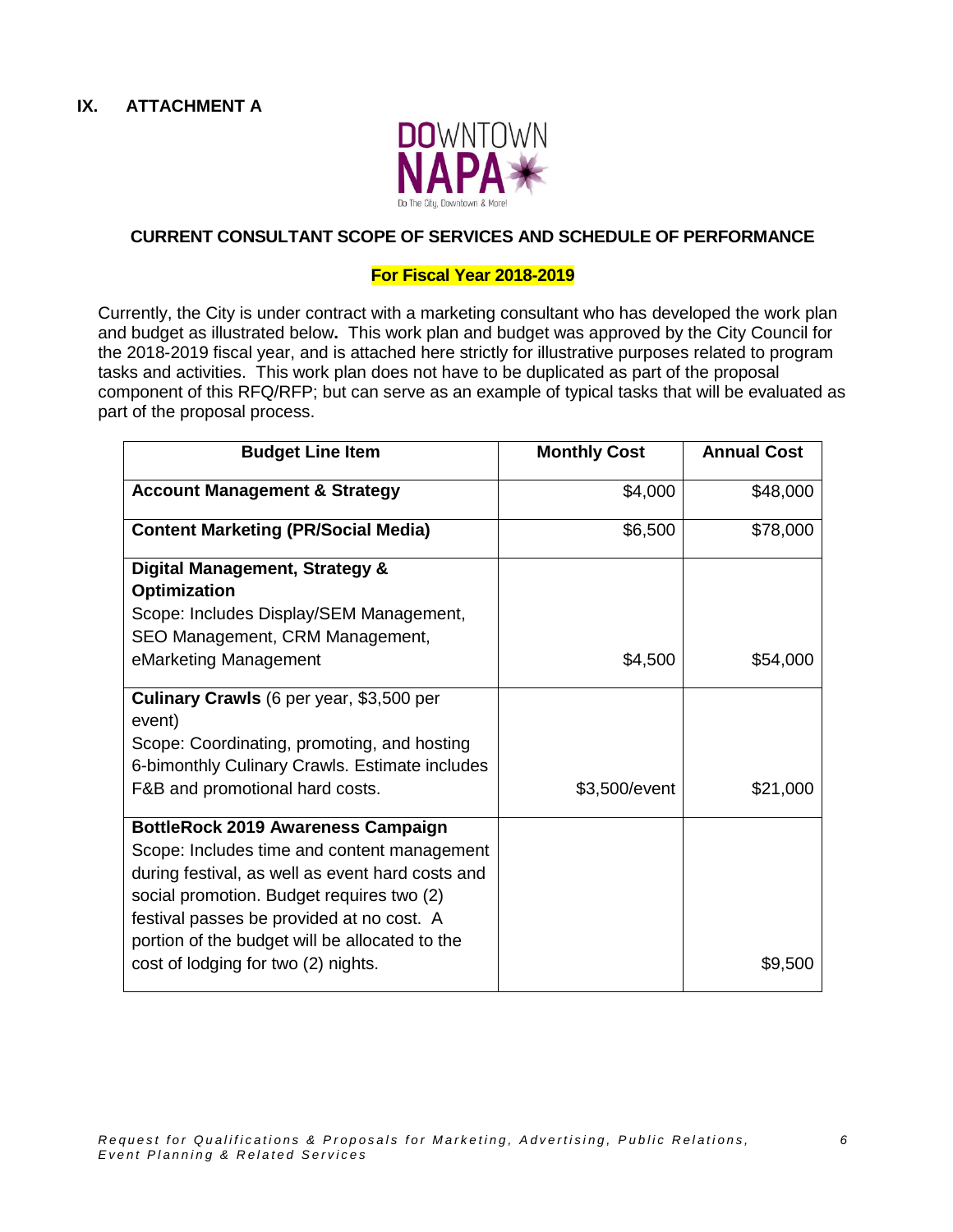## IX. ATTACHMENT A

### CURRENT CONSULTANT SCOPE OF SERVICES AND SCHEDULE OF PERFORMANCE

**For Fiscal Year 2018-2019**

Currently, the City is under contract with a marketing consultant who has developed the work plan and budget as illustrated below**.** This work plan and budget was approved by the City Council for the 2018-2019 fiscal year, and is attached here strictly for illustrative purposes related to program tasks and activities. This work plan does not have to be duplicated as part of the proposal component of this RFQ/RFP; but can serve as an example of typical tasks that will be evaluated as part of the proposal process.

| Budget Line Item | Monthly Cost | Annual Cost |
|---|---|---|
| **Account Management & Strategy** | $4,000 | $48,000 |
| **Content Marketing (PR/Social Media)** | $6,500 | $78,000 |
| **Digital Management, Strategy & Optimization**<br>Scope: Includes Display/SEM Management, SEO Management, CRM Management, eMarketing Management | $4,500 | $54,000 |
| **Culinary Crawls** (6 per year, $3,500 per event)<br>Scope: Coordinating, promoting, and hosting 6-bimonthly Culinary Crawls. Estimate includes F&B and promotional hard costs. | $3,500/event | $21,000 |
| **BottleRock 2019 Awareness Campaign**<br>Scope: Includes time and content management during festival, as well as event hard costs and social promotion. Budget requires two (2) festival passes be provided at no cost. A portion of the budget will be allocated to the cost of lodging for two (2) nights. | | $9,500 |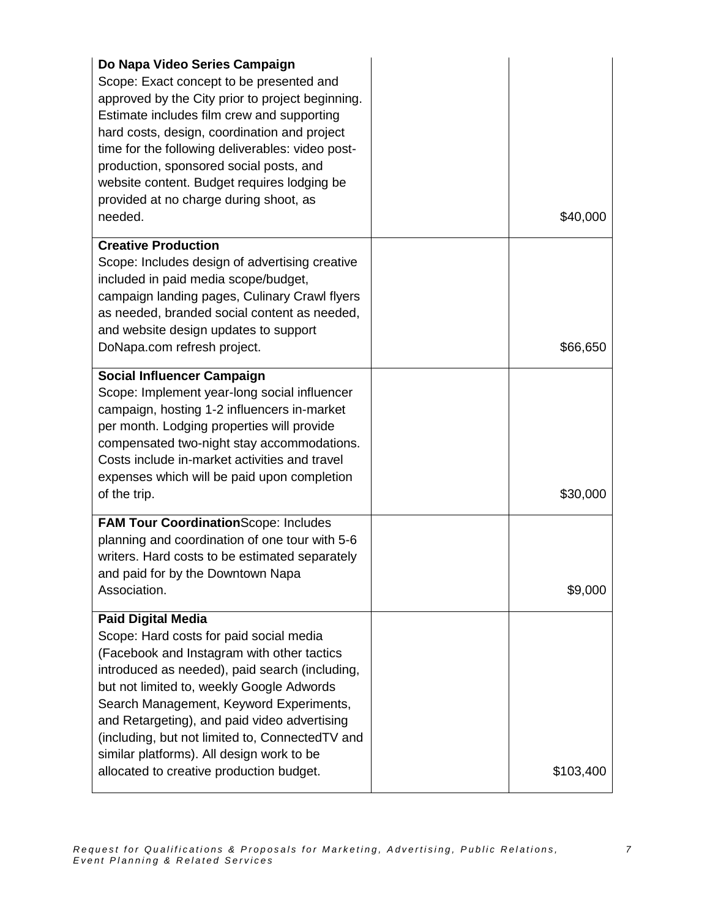| | | |
|---|---|---|
| **Do Napa Video Series Campaign**<br>Scope: Exact concept to be presented and approved by the City prior to project beginning. Estimate includes film crew and supporting hard costs, design, coordination and project time for the following deliverables: video post-production, sponsored social posts, and website content. Budget requires lodging be provided at no charge during shoot, as needed. | | $40,000 |
| **Creative Production**<br>Scope: Includes design of advertising creative included in paid media scope/budget, campaign landing pages, Culinary Crawl flyers as needed, branded social content as needed, and website design updates to support DoNapa.com refresh project. | | $66,650 |
| **Social Influencer Campaign**<br>Scope: Implement year-long social influencer campaign, hosting 1-2 influencers in-market per month. Lodging properties will provide compensated two-night stay accommodations. Costs include in-market activities and travel expenses which will be paid upon completion of the trip. | | $30,000 |
| **FAM Tour Coordination**Scope: Includes planning and coordination of one tour with 5-6 writers. Hard costs to be estimated separately and paid for by the Downtown Napa Association. | | $9,000 |
| **Paid Digital Media**<br>Scope: Hard costs for paid social media (Facebook and Instagram with other tactics introduced as needed), paid search (including, but not limited to, weekly Google Adwords Search Management, Keyword Experiments, and Retargeting), and paid video advertising (including, but not limited to, ConnectedTV and similar platforms). All design work to be allocated to creative production budget. | | $103,400 |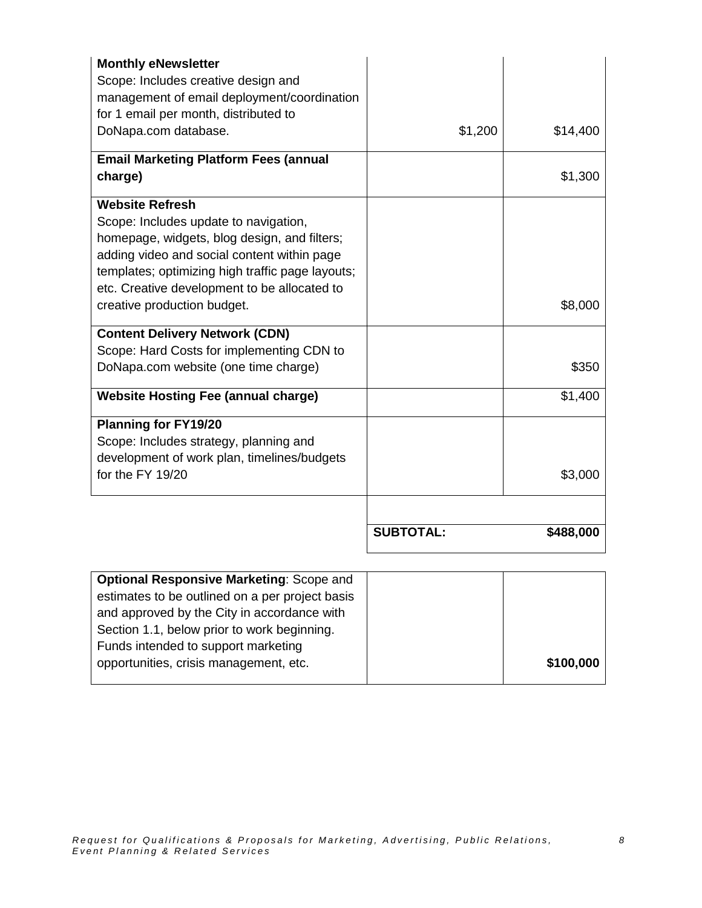| | | |
|---|---|---|
| **Monthly eNewsletter**<br>Scope: Includes creative design and management of email deployment/coordination for 1 email per month, distributed to DoNapa.com database. | $1,200 | $14,400 |
| **Email Marketing Platform Fees (annual charge)** | | $1,300 |
| **Website Refresh**<br>Scope: Includes update to navigation, homepage, widgets, blog design, and filters; adding video and social content within page templates; optimizing high traffic page layouts; etc. Creative development to be allocated to creative production budget. | | $8,000 |
| **Content Delivery Network (CDN)**<br>Scope: Hard Costs for implementing CDN to DoNapa.com website (one time charge) | | $350 |
| **Website Hosting Fee (annual charge)** | | $1,400 |
| **Planning for FY19/20**<br>Scope: Includes strategy, planning and development of work plan, timelines/budgets for the FY 19/20 | | $3,000 |
| | | |
| | **SUBTOTAL:** | **$488,000** |

| | | |
|---|---|---|
| **Optional Responsive Marketing**: Scope and estimates to be outlined on a per project basis and approved by the City in accordance with Section 1.1, below prior to work beginning. Funds intended to support marketing opportunities, crisis management, etc. | | **$100,000** |